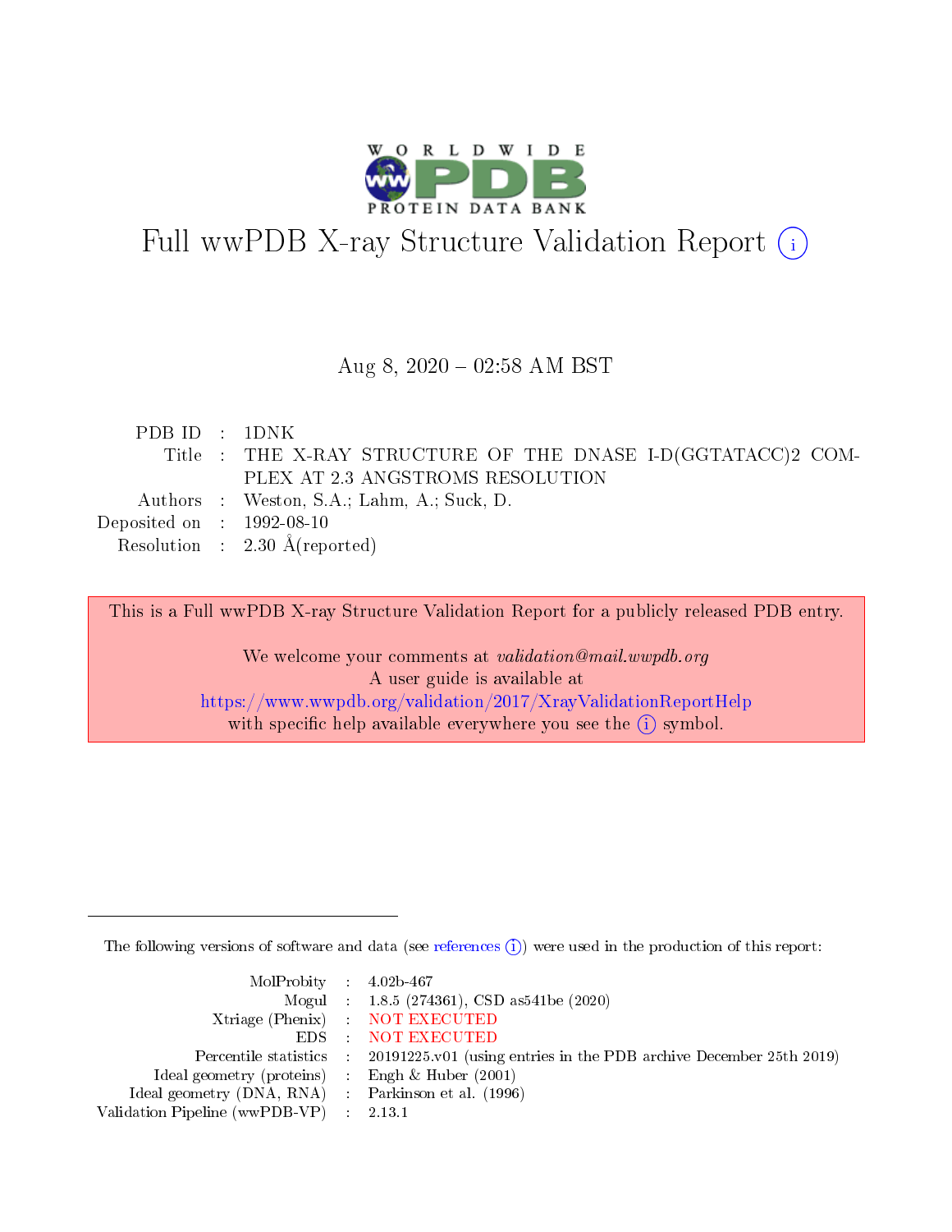# Full wwPDB X-ray Structure Validation Report (i)

Aug 8, 2020 – 02:58 AM BST

| | | |
|---|---|---|
| PDB ID | : | 1DNK |
| Title | : | THE X-RAY STRUCTURE OF THE DNASE I-D(GGTATACC)2 COMPLEX AT 2.3 ANGSTROMS RESOLUTION |
| Authors | : | Weston, S.A.; Lahm, A.; Suck, D. |
| Deposited on | : | 1992-08-10 |
| Resolution | : | 2.30 Å(reported) |

This is a Full wwPDB X-ray Structure Validation Report for a publicly released PDB entry.

We welcome your comments at *validation@mail.wwpdb.org*
A user guide is available at
https://www.wwpdb.org/validation/2017/XrayValidationReportHelp
with specific help available everywhere you see the (i) symbol.

---

The following versions of software and data (see references (i)) were used in the production of this report:

| | | |
|---|---|---|
| MolProbity | : | 4.02b-467 |
| Mogul | : | 1.8.5 (274361), CSD as541be (2020) |
| Xtriage (Phenix) | : | NOT EXECUTED |
| EDS | : | NOT EXECUTED |
| Percentile statistics | : | 20191225.v01 (using entries in the PDB archive December 25th 2019) |
| Ideal geometry (proteins) | : | Engh & Huber (2001) |
| Ideal geometry (DNA, RNA) | : | Parkinson et al. (1996) |
| Validation Pipeline (wwPDB-VP) | : | 2.13.1 |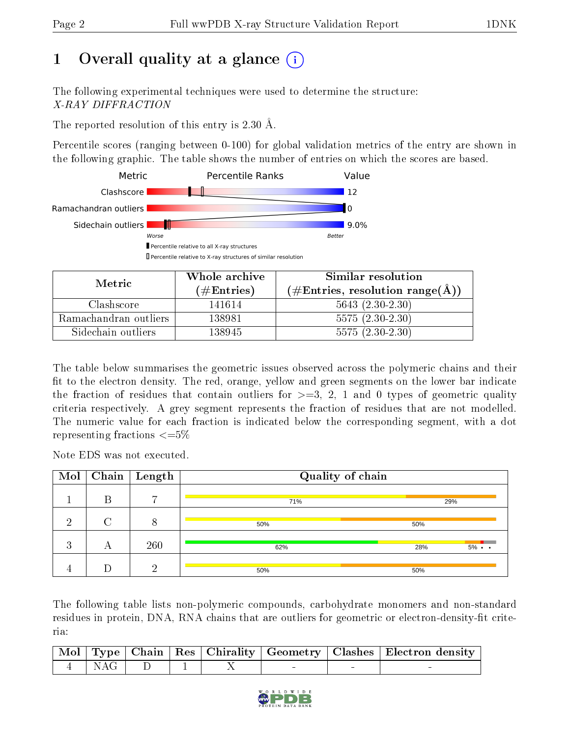# 1 Overall quality at a glance (i)

The following experimental techniques were used to determine the structure:
*X-RAY DIFFRACTION*

The reported resolution of this entry is 2.30 Å.

Percentile scores (ranging between 0-100) for global validation metrics of the entry are shown in the following graphic. The table shows the number of entries on which the scores are based.

| Metric | Value |
|---|---|
| Clashscore | 12 |
| Ramachandran outliers | 0 |
| Sidechain outliers | 9.0% |

Worse — Better

▮ Percentile relative to all X-ray structures
▯ Percentile relative to X-ray structures of similar resolution

| Metric | Whole archive (#Entries) | Similar resolution (#Entries, resolution range(Å)) |
|---|---|---|
| Clashscore | 141614 | 5643 (2.30-2.30) |
| Ramachandran outliers | 138981 | 5575 (2.30-2.30) |
| Sidechain outliers | 138945 | 5575 (2.30-2.30) |

The table below summarises the geometric issues observed across the polymeric chains and their fit to the electron density. The red, orange, yellow and green segments on the lower bar indicate the fraction of residues that contain outliers for >=3, 2, 1 and 0 types of geometric quality criteria respectively. A grey segment represents the fraction of residues that are not modelled. The numeric value for each fraction is indicated below the corresponding segment, with a dot representing fractions <=5%

Note EDS was not executed.

| Mol | Chain | Length | Quality of chain |
|---|---|---|---|
| 1 | B | 7 | 71% · 29% |
| 2 | C | 8 | 50% · 50% |
| 3 | A | 260 | 62% · 28% · 5% · • · • |
| 4 | D | 2 | 50% · 50% |

The following table lists non-polymeric compounds, carbohydrate monomers and non-standard residues in protein, DNA, RNA chains that are outliers for geometric or electron-density-fit criteria:

| Mol | Type | Chain | Res | Chirality | Geometry | Clashes | Electron density |
|---|---|---|---|---|---|---|---|
| 4 | NAG | D | 1 | X | - | - | - |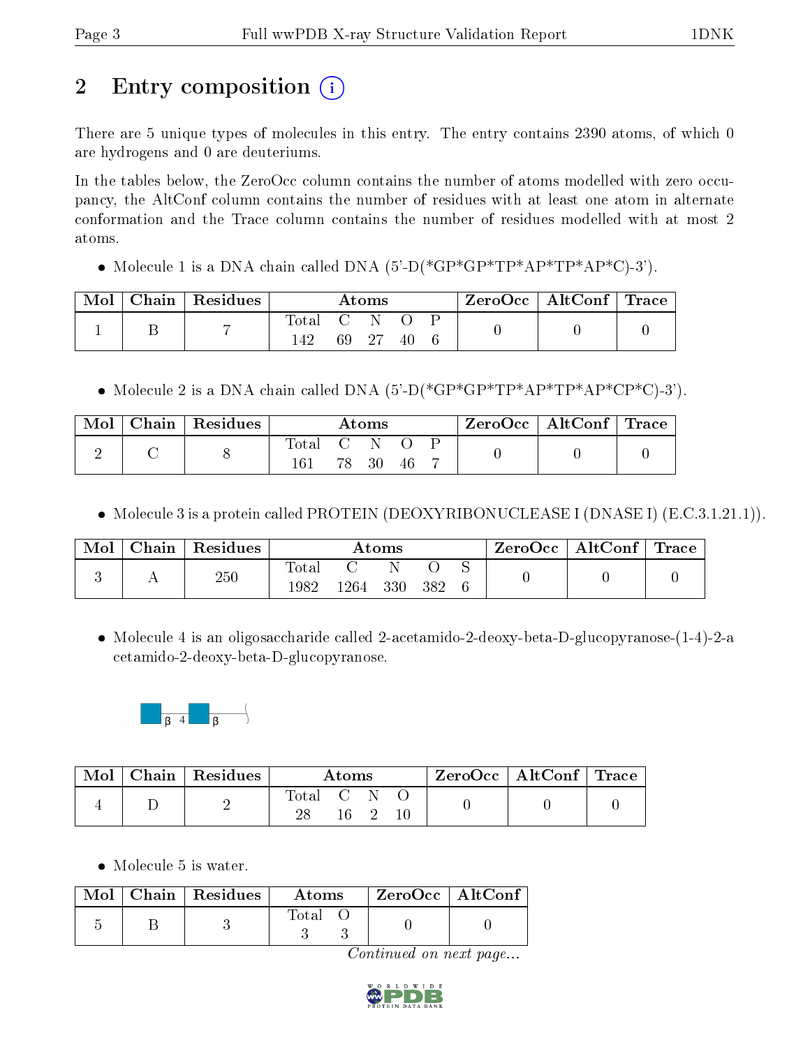## 2 Entry composition

There are 5 unique types of molecules in this entry. The entry contains 2390 atoms, of which 0 are hydrogens and 0 are deuteriums.

In the tables below, the ZeroOcc column contains the number of atoms modelled with zero occupancy, the AltConf column contains the number of residues with at least one atom in alternate conformation and the Trace column contains the number of residues modelled with at most 2 atoms.

- Molecule 1 is a DNA chain called DNA (5'-D(*GP*GP*TP*AP*TP*AP*C)-3').

| Mol | Chain | Residues | Atoms | | | | | ZeroOcc | AltConf | Trace |
|---|---|---|---|---|---|---|---|---|---|---|
| | | | Total | C | N | O | P | | | |
| 1 | B | 7 | 142 | 69 | 27 | 40 | 6 | 0 | 0 | 0 |

- Molecule 2 is a DNA chain called DNA (5'-D(*GP*GP*TP*AP*TP*AP*CP*C)-3').

| Mol | Chain | Residues | Atoms | | | | | ZeroOcc | AltConf | Trace |
|---|---|---|---|---|---|---|---|---|---|---|
| | | | Total | C | N | O | P | | | |
| 2 | C | 8 | 161 | 78 | 30 | 46 | 7 | 0 | 0 | 0 |

- Molecule 3 is a protein called PROTEIN (DEOXYRIBONUCLEASE I (DNASE I) (E.C.3.1.21.1)).

| Mol | Chain | Residues | Atoms | | | | | ZeroOcc | AltConf | Trace |
|---|---|---|---|---|---|---|---|---|---|---|
| | | | Total | C | N | O | S | | | |
| 3 | A | 250 | 1982 | 1264 | 330 | 382 | 6 | 0 | 0 | 0 |

- Molecule 4 is an oligosaccharide called 2-acetamido-2-deoxy-beta-D-glucopyranose-(1-4)-2-acetamido-2-deoxy-beta-D-glucopyranose.

| Mol | Chain | Residues | Atoms | | | | ZeroOcc | AltConf | Trace |
|---|---|---|---|---|---|---|---|---|---|
| | | | Total | C | N | O | | | |
| 4 | D | 2 | 28 | 16 | 2 | 10 | 0 | 0 | 0 |

- Molecule 5 is water.

| Mol | Chain | Residues | Atoms | | ZeroOcc | AltConf |
|---|---|---|---|---|---|---|
| | | | Total | O | | |
| 5 | B | 3 | 3 | 3 | 0 | 0 |

*Continued on next page...*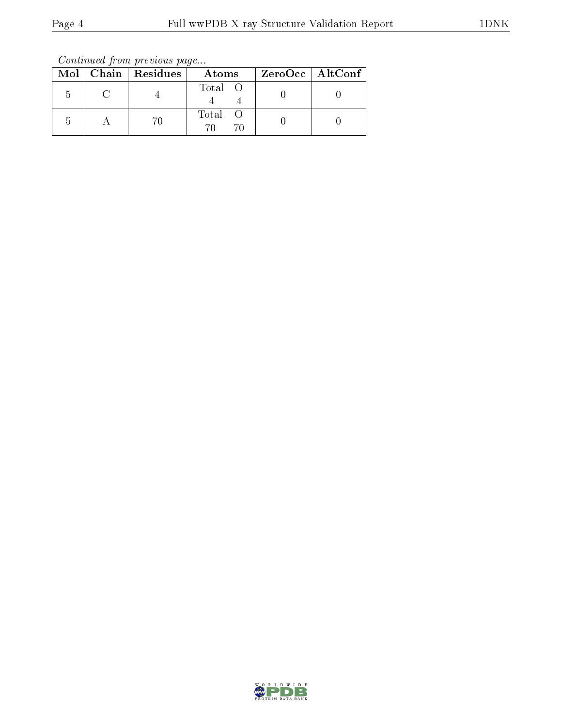*Continued from previous page...*

| Mol | Chain | Residues | Atoms | ZeroOcc | AltConf |
|---|---|---|---|---|---|
| 5 | C | 4 | Total O<br>4 4 | 0 | 0 |
| 5 | A | 70 | Total O<br>70 70 | 0 | 0 |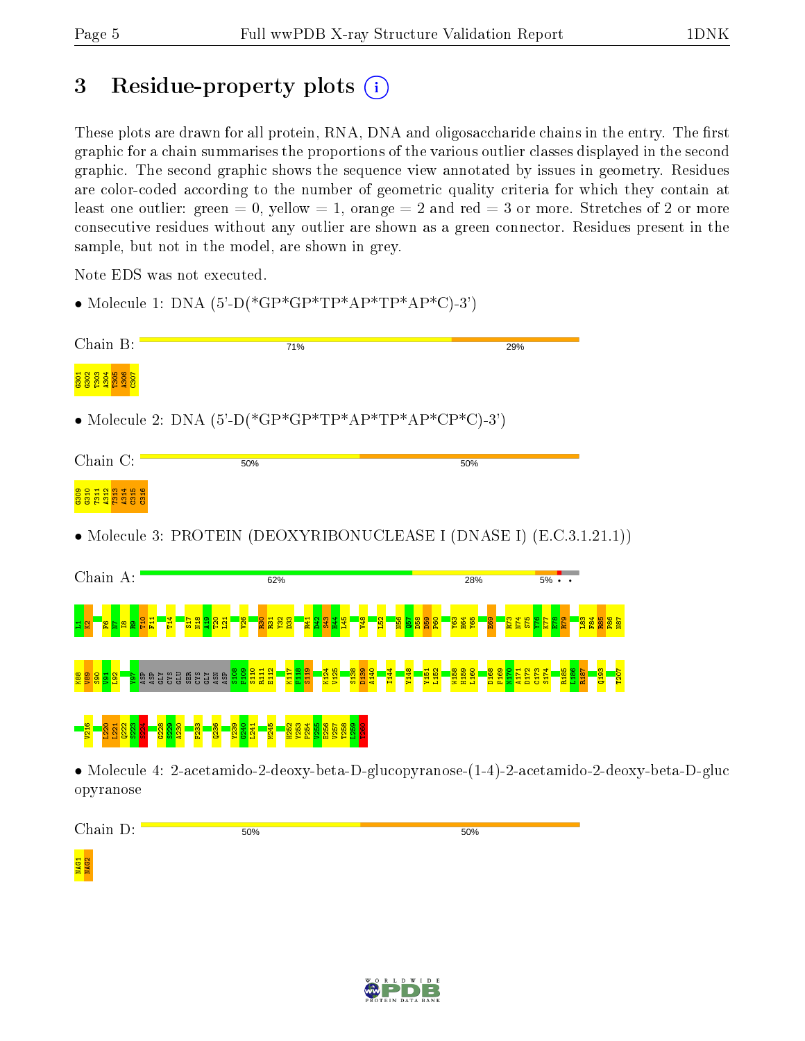# 3 Residue-property plots

These plots are drawn for all protein, RNA, DNA and oligosaccharide chains in the entry. The first graphic for a chain summarises the proportions of the various outlier classes displayed in the second graphic. The second graphic shows the sequence view annotated by issues in geometry. Residues are color-coded according to the number of geometric quality criteria for which they contain at least one outlier: green = 0, yellow = 1, orange = 2 and red = 3 or more. Stretches of 2 or more consecutive residues without any outlier are shown as a green connector. Residues present in the sample, but not in the model, are shown in grey.

Note EDS was not executed.

- Molecule 1: DNA (5'-D(*GP*GP*TP*AP*TP*AP*C)-3')

Chain B: 71% 29%

G301 G302 T303 A304 T305 A306 C307

- Molecule 2: DNA (5'-D(*GP*GP*TP*AP*TP*AP*CP*C)-3')

Chain C: 50% 50%

G309 G310 T311 A312 T313 A314 C315 C316

- Molecule 3: PROTEIN (DEOXYRIBONUCLEASE I (DNASE I) (E.C.3.1.21.1))

Chain A: 62% 28% 5% • •

L1 K2 F6 N7 I8 R9 T10 F11 T14 S17 N18 A19 T20 L21 V26 R30 R31 Y32 D33 R41 D42 S43 H44 L45 V48 L52 N56 Q57 D58 D59 P60 Y63 H64 Y65 E69 R73 N74 S75 Y76 K77 E78 R79 L83 F84 R85 P86 N87

K88 V89 S90 V91 L92 Y97 ASP ASP GLY CYS GLU SER CYS GLY ASN ASP S108 F109 S110 R111 E112 K117 F118 S119 K124 V125 S138 D139 A140 I144 Y148 Y151 L152 W158 H159 L160 D168 F169 N170 A171 D172 C173 S174 R185 L186 R187 Q193 T207

V216 L220 L221 Q222 S223 S224 G228 S229 A230 F233 Q236 Y239 Q240 L241 M245 H252 Y253 P254 V255 E256 V257 T258 L259 T260

- Molecule 4: 2-acetamido-2-deoxy-beta-D-glucopyranose-(1-4)-2-acetamido-2-deoxy-beta-D-glucopyranose

Chain D: 50% 50%

NAG1 NAG2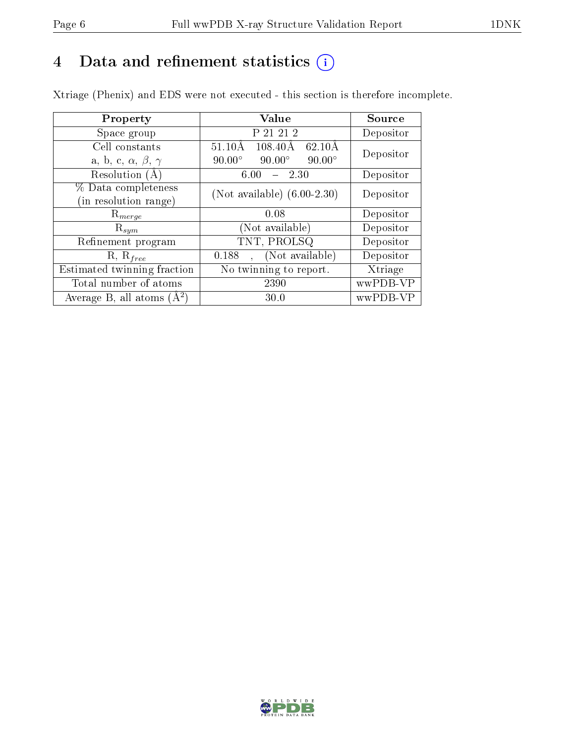# 4 Data and refinement statistics (i)

Xtriage (Phenix) and EDS were not executed - this section is therefore incomplete.

| Property | Value | Source |
|---|---|---|
| Space group | P 21 21 2 | Depositor |
| Cell constants<br>a, b, c, $\alpha$, $\beta$, $\gamma$ | 51.10Å 108.40Å 62.10Å<br>90.00° 90.00° 90.00° | Depositor |
| Resolution (Å) | 6.00 – 2.30 | Depositor |
| % Data completeness<br>(in resolution range) | (Not available) (6.00-2.30) | Depositor |
| $R_{merge}$ | 0.08 | Depositor |
| $R_{sym}$ | (Not available) | Depositor |
| Refinement program | TNT, PROLSQ | Depositor |
| R, $R_{free}$ | 0.188 , (Not available) | Depositor |
| Estimated twinning fraction | No twinning to report. | Xtriage |
| Total number of atoms | 2390 | wwPDB-VP |
| Average B, all atoms ($Å^2$) | 30.0 | wwPDB-VP |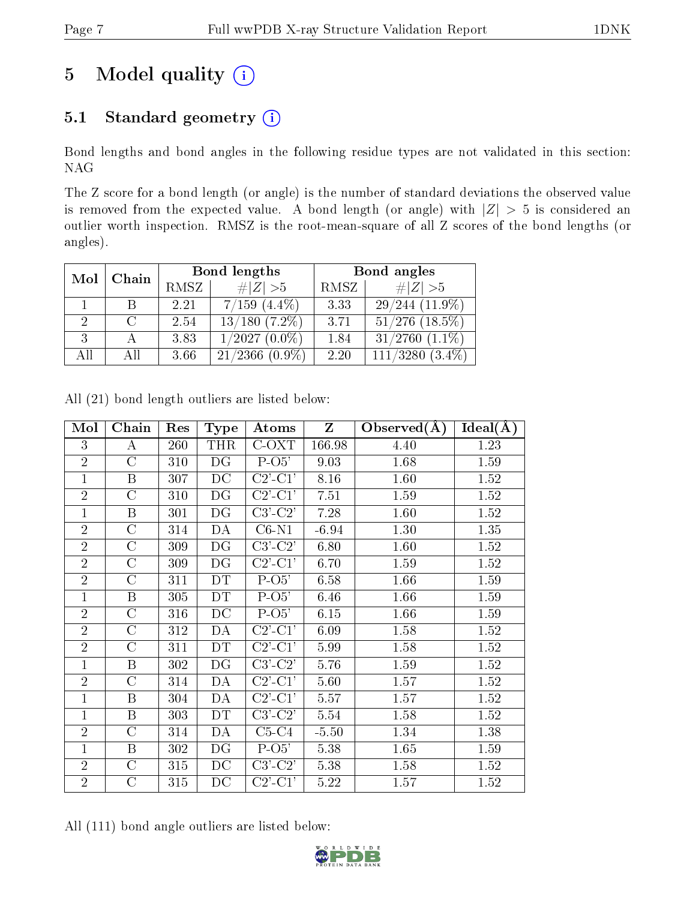# 5 Model quality

## 5.1 Standard geometry

Bond lengths and bond angles in the following residue types are not validated in this section: NAG

The Z score for a bond length (or angle) is the number of standard deviations the observed value is removed from the expected value. A bond length (or angle) with $|Z| > 5$ is considered an outlier worth inspection. RMSZ is the root-mean-square of all Z scores of the bond lengths (or angles).

| Mol | Chain | Bond lengths | | Bond angles | |
|---|---|---|---|---|---|
| | | RMSZ | #$\|Z\|$ >5 | RMSZ | #$\|Z\|$ >5 |
| 1 | B | 2.21 | 7/159 (4.4%) | 3.33 | 29/244 (11.9%) |
| 2 | C | 2.54 | 13/180 (7.2%) | 3.71 | 51/276 (18.5%) |
| 3 | A | 3.83 | 1/2027 (0.0%) | 1.84 | 31/2760 (1.1%) |
| All | All | 3.66 | 21/2366 (0.9%) | 2.20 | 111/3280 (3.4%) |

All (21) bond length outliers are listed below:

| Mol | Chain | Res | Type | Atoms | Z | Observed(Å) | Ideal(Å) |
|---|---|---|---|---|---|---|---|
| 3 | A | 260 | THR | C-OXT | 166.98 | 4.40 | 1.23 |
| 2 | C | 310 | DG | P-O5' | 9.03 | 1.68 | 1.59 |
| 1 | B | 307 | DC | C2'-C1' | 8.16 | 1.60 | 1.52 |
| 2 | C | 310 | DG | C2'-C1' | 7.51 | 1.59 | 1.52 |
| 1 | B | 301 | DG | C3'-C2' | 7.28 | 1.60 | 1.52 |
| 2 | C | 314 | DA | C6-N1 | -6.94 | 1.30 | 1.35 |
| 2 | C | 309 | DG | C3'-C2' | 6.80 | 1.60 | 1.52 |
| 2 | C | 309 | DG | C2'-C1' | 6.70 | 1.59 | 1.52 |
| 2 | C | 311 | DT | P-O5' | 6.58 | 1.66 | 1.59 |
| 1 | B | 305 | DT | P-O5' | 6.46 | 1.66 | 1.59 |
| 2 | C | 316 | DC | P-O5' | 6.15 | 1.66 | 1.59 |
| 2 | C | 312 | DA | C2'-C1' | 6.09 | 1.58 | 1.52 |
| 2 | C | 311 | DT | C2'-C1' | 5.99 | 1.58 | 1.52 |
| 1 | B | 302 | DG | C3'-C2' | 5.76 | 1.59 | 1.52 |
| 2 | C | 314 | DA | C2'-C1' | 5.60 | 1.57 | 1.52 |
| 1 | B | 304 | DA | C2'-C1' | 5.57 | 1.57 | 1.52 |
| 1 | B | 303 | DT | C3'-C2' | 5.54 | 1.58 | 1.52 |
| 2 | C | 314 | DA | C5-C4 | -5.50 | 1.34 | 1.38 |
| 1 | B | 302 | DG | P-O5' | 5.38 | 1.65 | 1.59 |
| 2 | C | 315 | DC | C3'-C2' | 5.38 | 1.58 | 1.52 |
| 2 | C | 315 | DC | C2'-C1' | 5.22 | 1.57 | 1.52 |

All (111) bond angle outliers are listed below: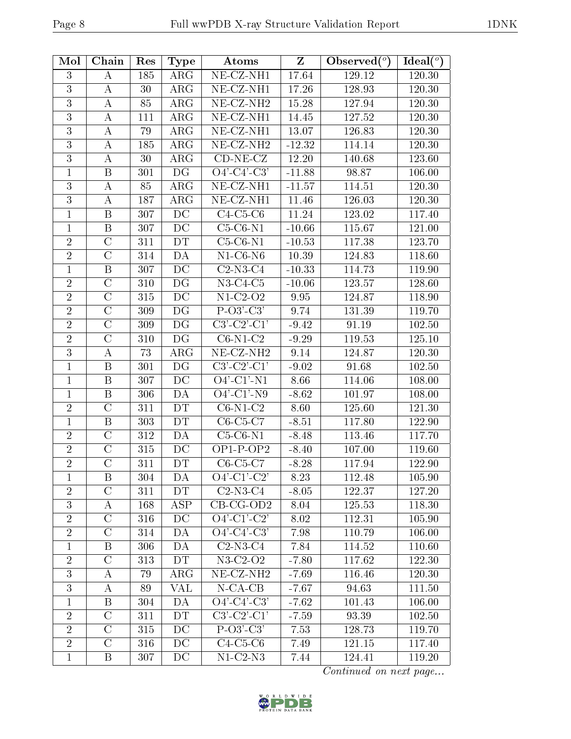| Mol | Chain | Res | Type | Atoms | Z | Observed(°) | Ideal(°) |
|---|---|---|---|---|---|---|---|
| 3 | A | 185 | ARG | NE-CZ-NH1 | 17.64 | 129.12 | 120.30 |
| 3 | A | 30 | ARG | NE-CZ-NH1 | 17.26 | 128.93 | 120.30 |
| 3 | A | 85 | ARG | NE-CZ-NH2 | 15.28 | 127.94 | 120.30 |
| 3 | A | 111 | ARG | NE-CZ-NH1 | 14.45 | 127.52 | 120.30 |
| 3 | A | 79 | ARG | NE-CZ-NH1 | 13.07 | 126.83 | 120.30 |
| 3 | A | 185 | ARG | NE-CZ-NH2 | -12.32 | 114.14 | 120.30 |
| 3 | A | 30 | ARG | CD-NE-CZ | 12.20 | 140.68 | 123.60 |
| 1 | B | 301 | DG | O4'-C4'-C3' | -11.88 | 98.87 | 106.00 |
| 3 | A | 85 | ARG | NE-CZ-NH1 | -11.57 | 114.51 | 120.30 |
| 3 | A | 187 | ARG | NE-CZ-NH1 | 11.46 | 126.03 | 120.30 |
| 1 | B | 307 | DC | C4-C5-C6 | 11.24 | 123.02 | 117.40 |
| 1 | B | 307 | DC | C5-C6-N1 | -10.66 | 115.67 | 121.00 |
| 2 | C | 311 | DT | C5-C6-N1 | -10.53 | 117.38 | 123.70 |
| 2 | C | 314 | DA | N1-C6-N6 | 10.39 | 124.83 | 118.60 |
| 1 | B | 307 | DC | C2-N3-C4 | -10.33 | 114.73 | 119.90 |
| 2 | C | 310 | DG | N3-C4-C5 | -10.06 | 123.57 | 128.60 |
| 2 | C | 315 | DC | N1-C2-O2 | 9.95 | 124.87 | 118.90 |
| 2 | C | 309 | DG | P-O3'-C3' | 9.74 | 131.39 | 119.70 |
| 2 | C | 309 | DG | C3'-C2'-C1' | -9.42 | 91.19 | 102.50 |
| 2 | C | 310 | DG | C6-N1-C2 | -9.29 | 119.53 | 125.10 |
| 3 | A | 73 | ARG | NE-CZ-NH2 | 9.14 | 124.87 | 120.30 |
| 1 | B | 301 | DG | C3'-C2'-C1' | -9.02 | 91.68 | 102.50 |
| 1 | B | 307 | DC | O4'-C1'-N1 | 8.66 | 114.06 | 108.00 |
| 1 | B | 306 | DA | O4'-C1'-N9 | -8.62 | 101.97 | 108.00 |
| 2 | C | 311 | DT | C6-N1-C2 | 8.60 | 125.60 | 121.30 |
| 1 | B | 303 | DT | C6-C5-C7 | -8.51 | 117.80 | 122.90 |
| 2 | C | 312 | DA | C5-C6-N1 | -8.48 | 113.46 | 117.70 |
| 2 | C | 315 | DC | OP1-P-OP2 | -8.40 | 107.00 | 119.60 |
| 2 | C | 311 | DT | C6-C5-C7 | -8.28 | 117.94 | 122.90 |
| 1 | B | 304 | DA | O4'-C1'-C2' | 8.23 | 112.48 | 105.90 |
| 2 | C | 311 | DT | C2-N3-C4 | -8.05 | 122.37 | 127.20 |
| 3 | A | 168 | ASP | CB-CG-OD2 | 8.04 | 125.53 | 118.30 |
| 2 | C | 316 | DC | O4'-C1'-C2' | 8.02 | 112.31 | 105.90 |
| 2 | C | 314 | DA | O4'-C4'-C3' | 7.98 | 110.79 | 106.00 |
| 1 | B | 306 | DA | C2-N3-C4 | 7.84 | 114.52 | 110.60 |
| 2 | C | 313 | DT | N3-C2-O2 | -7.80 | 117.62 | 122.30 |
| 3 | A | 79 | ARG | NE-CZ-NH2 | -7.69 | 116.46 | 120.30 |
| 3 | A | 89 | VAL | N-CA-CB | -7.67 | 94.63 | 111.50 |
| 1 | B | 304 | DA | O4'-C4'-C3' | -7.62 | 101.43 | 106.00 |
| 2 | C | 311 | DT | C3'-C2'-C1' | -7.59 | 93.39 | 102.50 |
| 2 | C | 315 | DC | P-O3'-C3' | 7.53 | 128.73 | 119.70 |
| 2 | C | 316 | DC | C4-C5-C6 | 7.49 | 121.15 | 117.40 |
| 1 | B | 307 | DC | N1-C2-N3 | 7.44 | 124.41 | 119.20 |

*Continued on next page...*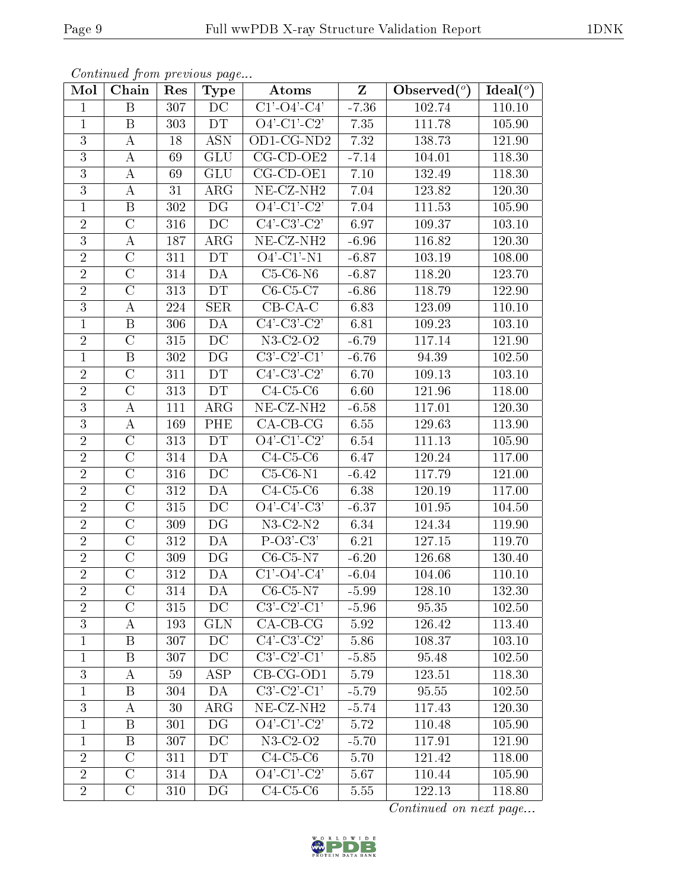*Continued from previous page...*

| Mol | Chain | Res | Type | Atoms | Z | Observed(°) | Ideal(°) |
|---|---|---|---|---|---|---|---|
| 1 | B | 307 | DC | C1'-O4'-C4' | -7.36 | 102.74 | 110.10 |
| 1 | B | 303 | DT | O4'-C1'-C2' | 7.35 | 111.78 | 105.90 |
| 3 | A | 18 | ASN | OD1-CG-ND2 | 7.32 | 138.73 | 121.90 |
| 3 | A | 69 | GLU | CG-CD-OE2 | -7.14 | 104.01 | 118.30 |
| 3 | A | 69 | GLU | CG-CD-OE1 | 7.10 | 132.49 | 118.30 |
| 3 | A | 31 | ARG | NE-CZ-NH2 | 7.04 | 123.82 | 120.30 |
| 1 | B | 302 | DG | O4'-C1'-C2' | 7.04 | 111.53 | 105.90 |
| 2 | C | 316 | DC | C4'-C3'-C2' | 6.97 | 109.37 | 103.10 |
| 3 | A | 187 | ARG | NE-CZ-NH2 | -6.96 | 116.82 | 120.30 |
| 2 | C | 311 | DT | O4'-C1'-N1 | -6.87 | 103.19 | 108.00 |
| 2 | C | 314 | DA | C5-C6-N6 | -6.87 | 118.20 | 123.70 |
| 2 | C | 313 | DT | C6-C5-C7 | -6.86 | 118.79 | 122.90 |
| 3 | A | 224 | SER | CB-CA-C | 6.83 | 123.09 | 110.10 |
| 1 | B | 306 | DA | C4'-C3'-C2' | 6.81 | 109.23 | 103.10 |
| 2 | C | 315 | DC | N3-C2-O2 | -6.79 | 117.14 | 121.90 |
| 1 | B | 302 | DG | C3'-C2'-C1' | -6.76 | 94.39 | 102.50 |
| 2 | C | 311 | DT | C4'-C3'-C2' | 6.70 | 109.13 | 103.10 |
| 2 | C | 313 | DT | C4-C5-C6 | 6.60 | 121.96 | 118.00 |
| 3 | A | 111 | ARG | NE-CZ-NH2 | -6.58 | 117.01 | 120.30 |
| 3 | A | 169 | PHE | CA-CB-CG | 6.55 | 129.63 | 113.90 |
| 2 | C | 313 | DT | O4'-C1'-C2' | 6.54 | 111.13 | 105.90 |
| 2 | C | 314 | DA | C4-C5-C6 | 6.47 | 120.24 | 117.00 |
| 2 | C | 316 | DC | C5-C6-N1 | -6.42 | 117.79 | 121.00 |
| 2 | C | 312 | DA | C4-C5-C6 | 6.38 | 120.19 | 117.00 |
| 2 | C | 315 | DC | O4'-C4'-C3' | -6.37 | 101.95 | 104.50 |
| 2 | C | 309 | DG | N3-C2-N2 | 6.34 | 124.34 | 119.90 |
| 2 | C | 312 | DA | P-O3'-C3' | 6.21 | 127.15 | 119.70 |
| 2 | C | 309 | DG | C6-C5-N7 | -6.20 | 126.68 | 130.40 |
| 2 | C | 312 | DA | C1'-O4'-C4' | -6.04 | 104.06 | 110.10 |
| 2 | C | 314 | DA | C6-C5-N7 | -5.99 | 128.10 | 132.30 |
| 2 | C | 315 | DC | C3'-C2'-C1' | -5.96 | 95.35 | 102.50 |
| 3 | A | 193 | GLN | CA-CB-CG | 5.92 | 126.42 | 113.40 |
| 1 | B | 307 | DC | C4'-C3'-C2' | 5.86 | 108.37 | 103.10 |
| 1 | B | 307 | DC | C3'-C2'-C1' | -5.85 | 95.48 | 102.50 |
| 3 | A | 59 | ASP | CB-CG-OD1 | 5.79 | 123.51 | 118.30 |
| 1 | B | 304 | DA | C3'-C2'-C1' | -5.79 | 95.55 | 102.50 |
| 3 | A | 30 | ARG | NE-CZ-NH2 | -5.74 | 117.43 | 120.30 |
| 1 | B | 301 | DG | O4'-C1'-C2' | 5.72 | 110.48 | 105.90 |
| 1 | B | 307 | DC | N3-C2-O2 | -5.70 | 117.91 | 121.90 |
| 2 | C | 311 | DT | C4-C5-C6 | 5.70 | 121.42 | 118.00 |
| 2 | C | 314 | DA | O4'-C1'-C2' | 5.67 | 110.44 | 105.90 |
| 2 | C | 310 | DG | C4-C5-C6 | 5.55 | 122.13 | 118.80 |

*Continued on next page...*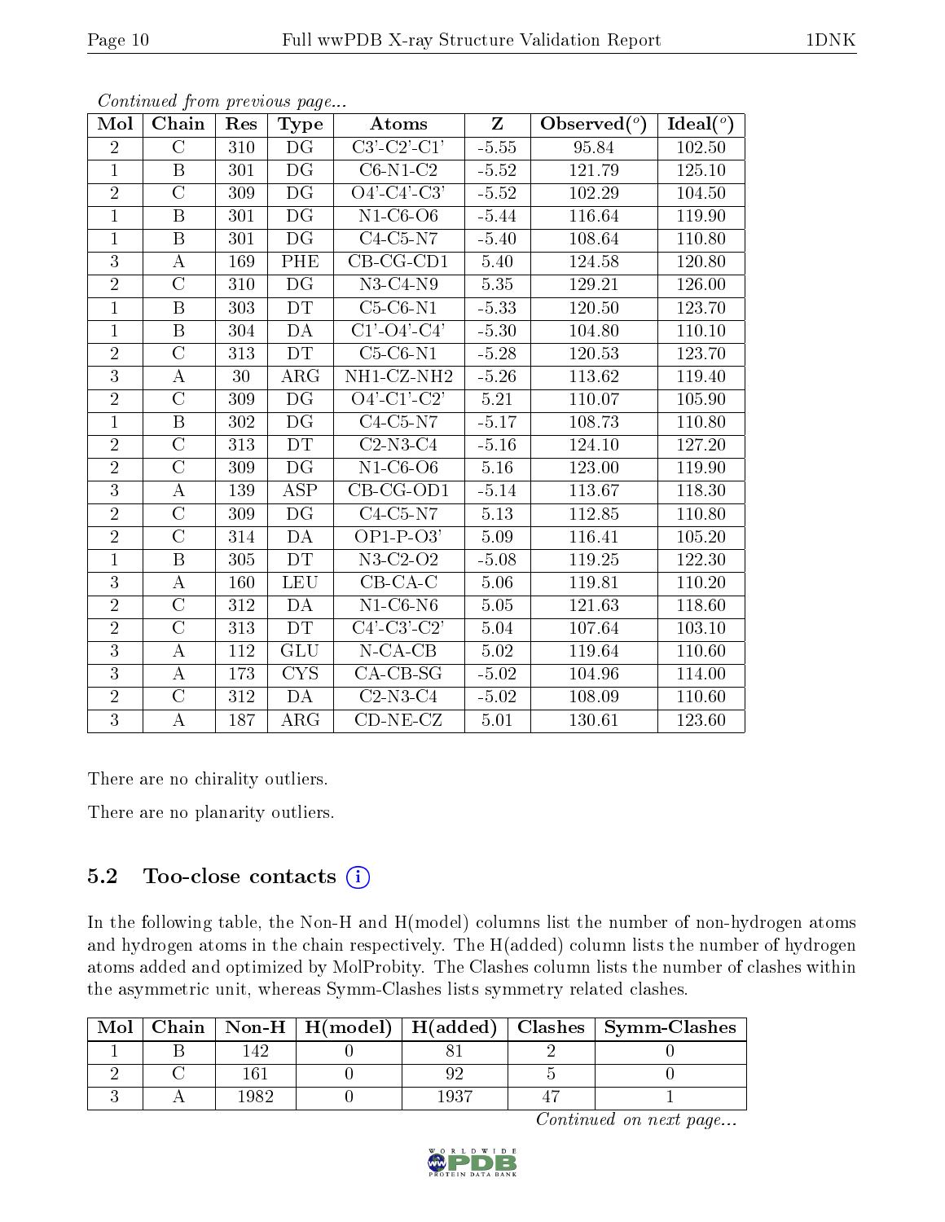*Continued from previous page...*

| Mol | Chain | Res | Type | Atoms | Z | Observed(°) | Ideal(°) |
|---|---|---|---|---|---|---|---|
| 2 | C | 310 | DG | C3'-C2'-C1' | -5.55 | 95.84 | 102.50 |
| 1 | B | 301 | DG | C6-N1-C2 | -5.52 | 121.79 | 125.10 |
| 2 | C | 309 | DG | O4'-C4'-C3' | -5.52 | 102.29 | 104.50 |
| 1 | B | 301 | DG | N1-C6-O6 | -5.44 | 116.64 | 119.90 |
| 1 | B | 301 | DG | C4-C5-N7 | -5.40 | 108.64 | 110.80 |
| 3 | A | 169 | PHE | CB-CG-CD1 | 5.40 | 124.58 | 120.80 |
| 2 | C | 310 | DG | N3-C4-N9 | 5.35 | 129.21 | 126.00 |
| 1 | B | 303 | DT | C5-C6-N1 | -5.33 | 120.50 | 123.70 |
| 1 | B | 304 | DA | C1'-O4'-C4' | -5.30 | 104.80 | 110.10 |
| 2 | C | 313 | DT | C5-C6-N1 | -5.28 | 120.53 | 123.70 |
| 3 | A | 30 | ARG | NH1-CZ-NH2 | -5.26 | 113.62 | 119.40 |
| 2 | C | 309 | DG | O4'-C1'-C2' | 5.21 | 110.07 | 105.90 |
| 1 | B | 302 | DG | C4-C5-N7 | -5.17 | 108.73 | 110.80 |
| 2 | C | 313 | DT | C2-N3-C4 | -5.16 | 124.10 | 127.20 |
| 2 | C | 309 | DG | N1-C6-O6 | 5.16 | 123.00 | 119.90 |
| 3 | A | 139 | ASP | CB-CG-OD1 | -5.14 | 113.67 | 118.30 |
| 2 | C | 309 | DG | C4-C5-N7 | 5.13 | 112.85 | 110.80 |
| 2 | C | 314 | DA | OP1-P-O3' | 5.09 | 116.41 | 105.20 |
| 1 | B | 305 | DT | N3-C2-O2 | -5.08 | 119.25 | 122.30 |
| 3 | A | 160 | LEU | CB-CA-C | 5.06 | 119.81 | 110.20 |
| 2 | C | 312 | DA | N1-C6-N6 | 5.05 | 121.63 | 118.60 |
| 2 | C | 313 | DT | C4'-C3'-C2' | 5.04 | 107.64 | 103.10 |
| 3 | A | 112 | GLU | N-CA-CB | 5.02 | 119.64 | 110.60 |
| 3 | A | 173 | CYS | CA-CB-SG | -5.02 | 104.96 | 114.00 |
| 2 | C | 312 | DA | C2-N3-C4 | -5.02 | 108.09 | 110.60 |
| 3 | A | 187 | ARG | CD-NE-CZ | 5.01 | 130.61 | 123.60 |

There are no chirality outliers.

There are no planarity outliers.

## 5.2 Too-close contacts

In the following table, the Non-H and H(model) columns list the number of non-hydrogen atoms and hydrogen atoms in the chain respectively. The H(added) column lists the number of hydrogen atoms added and optimized by MolProbity. The Clashes column lists the number of clashes within the asymmetric unit, whereas Symm-Clashes lists symmetry related clashes.

| Mol | Chain | Non-H | H(model) | H(added) | Clashes | Symm-Clashes |
|---|---|---|---|---|---|---|
| 1 | B | 142 | 0 | 81 | 2 | 0 |
| 2 | C | 161 | 0 | 92 | 5 | 0 |
| 3 | A | 1982 | 0 | 1937 | 47 | 1 |

*Continued on next page...*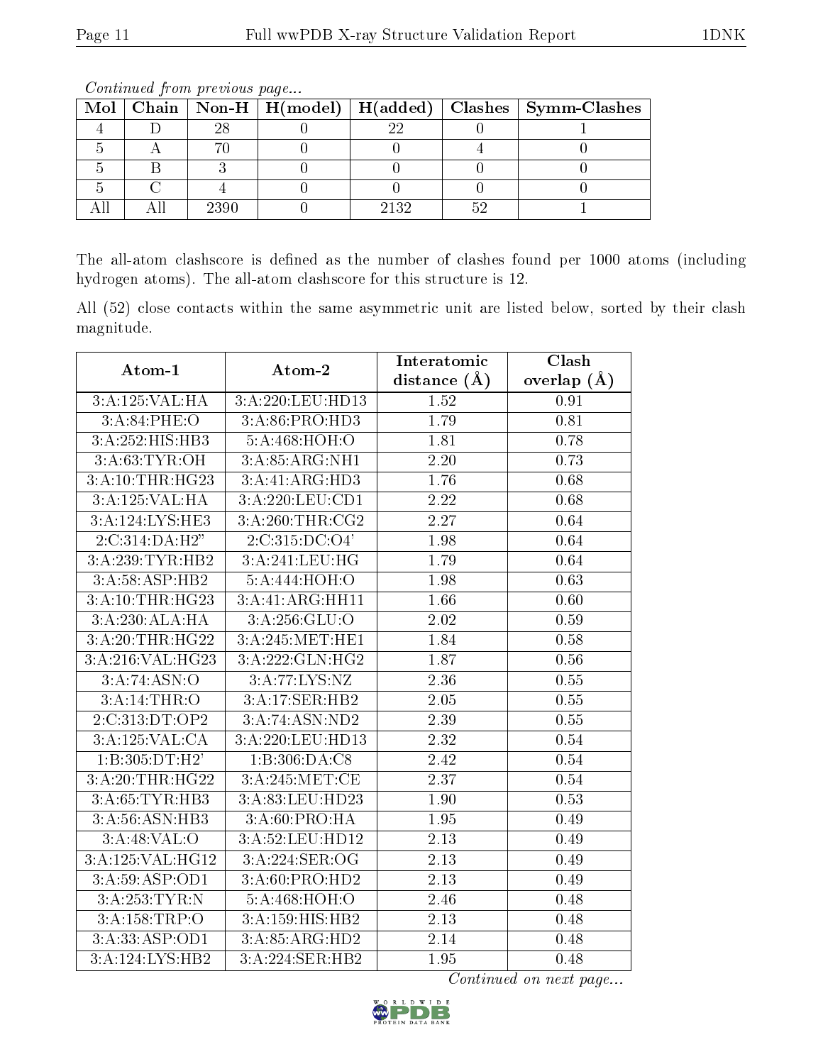*Continued from previous page...*

| Mol | Chain | Non-H | H(model) | H(added) | Clashes | Symm-Clashes |
|---|---|---|---|---|---|---|
| 4 | D | 28 | 0 | 22 | 0 | 1 |
| 5 | A | 70 | 0 | 0 | 4 | 0 |
| 5 | B | 3 | 0 | 0 | 0 | 0 |
| 5 | C | 4 | 0 | 0 | 0 | 0 |
| All | All | 2390 | 0 | 2132 | 52 | 1 |

The all-atom clashscore is defined as the number of clashes found per 1000 atoms (including hydrogen atoms). The all-atom clashscore for this structure is 12.

All (52) close contacts within the same asymmetric unit are listed below, sorted by their clash magnitude.

| Atom-1 | Atom-2 | Interatomic distance (Å) | Clash overlap (Å) |
|---|---|---|---|
| 3:A:125:VAL:HA | 3:A:220:LEU:HD13 | 1.52 | 0.91 |
| 3:A:84:PHE:O | 3:A:86:PRO:HD3 | 1.79 | 0.81 |
| 3:A:252:HIS:HB3 | 5:A:468:HOH:O | 1.81 | 0.78 |
| 3:A:63:TYR:OH | 3:A:85:ARG:NH1 | 2.20 | 0.73 |
| 3:A:10:THR:HG23 | 3:A:41:ARG:HD3 | 1.76 | 0.68 |
| 3:A:125:VAL:HA | 3:A:220:LEU:CD1 | 2.22 | 0.68 |
| 3:A:124:LYS:HE3 | 3:A:260:THR:CG2 | 2.27 | 0.64 |
| 2:C:314:DA:H2" | 2:C:315:DC:O4' | 1.98 | 0.64 |
| 3:A:239:TYR:HB2 | 3:A:241:LEU:HG | 1.79 | 0.64 |
| 3:A:58:ASP:HB2 | 5:A:444:HOH:O | 1.98 | 0.63 |
| 3:A:10:THR:HG23 | 3:A:41:ARG:HH11 | 1.66 | 0.60 |
| 3:A:230:ALA:HA | 3:A:256:GLU:O | 2.02 | 0.59 |
| 3:A:20:THR:HG22 | 3:A:245:MET:HE1 | 1.84 | 0.58 |
| 3:A:216:VAL:HG23 | 3:A:222:GLN:HG2 | 1.87 | 0.56 |
| 3:A:74:ASN:O | 3:A:77:LYS:NZ | 2.36 | 0.55 |
| 3:A:14:THR:O | 3:A:17:SER:HB2 | 2.05 | 0.55 |
| 2:C:313:DT:OP2 | 3:A:74:ASN:ND2 | 2.39 | 0.55 |
| 3:A:125:VAL:CA | 3:A:220:LEU:HD13 | 2.32 | 0.54 |
| 1:B:305:DT:H2' | 1:B:306:DA:C8 | 2.42 | 0.54 |
| 3:A:20:THR:HG22 | 3:A:245:MET:CE | 2.37 | 0.54 |
| 3:A:65:TYR:HB3 | 3:A:83:LEU:HD23 | 1.90 | 0.53 |
| 3:A:56:ASN:HB3 | 3:A:60:PRO:HA | 1.95 | 0.49 |
| 3:A:48:VAL:O | 3:A:52:LEU:HD12 | 2.13 | 0.49 |
| 3:A:125:VAL:HG12 | 3:A:224:SER:OG | 2.13 | 0.49 |
| 3:A:59:ASP:OD1 | 3:A:60:PRO:HD2 | 2.13 | 0.49 |
| 3:A:253:TYR:N | 5:A:468:HOH:O | 2.46 | 0.48 |
| 3:A:158:TRP:O | 3:A:159:HIS:HB2 | 2.13 | 0.48 |
| 3:A:33:ASP:OD1 | 3:A:85:ARG:HD2 | 2.14 | 0.48 |
| 3:A:124:LYS:HB2 | 3:A:224:SER:HB2 | 1.95 | 0.48 |

*Continued on next page...*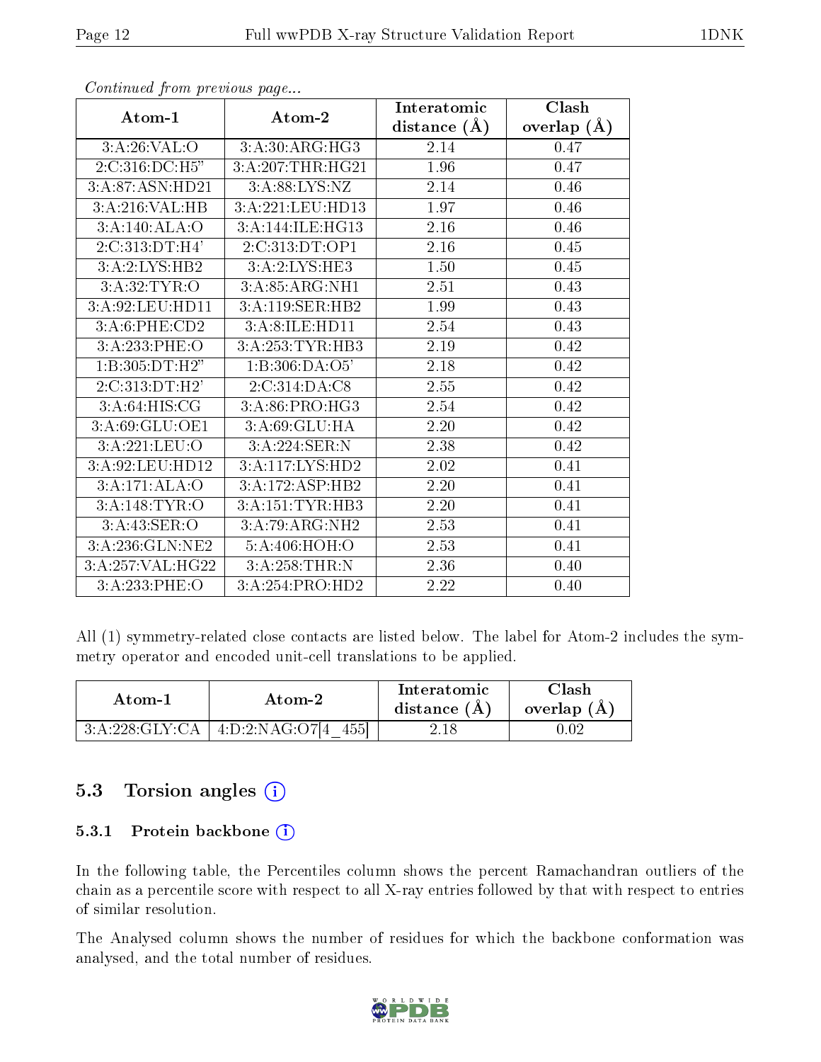*Continued from previous page...*

| Atom-1 | Atom-2 | Interatomic distance (Å) | Clash overlap (Å) |
|---|---|---|---|
| 3:A:26:VAL:O | 3:A:30:ARG:HG3 | 2.14 | 0.47 |
| 2:C:316:DC:H5" | 3:A:207:THR:HG21 | 1.96 | 0.47 |
| 3:A:87:ASN:HD21 | 3:A:88:LYS:NZ | 2.14 | 0.46 |
| 3:A:216:VAL:HB | 3:A:221:LEU:HD13 | 1.97 | 0.46 |
| 3:A:140:ALA:O | 3:A:144:ILE:HG13 | 2.16 | 0.46 |
| 2:C:313:DT:H4' | 2:C:313:DT:OP1 | 2.16 | 0.45 |
| 3:A:2:LYS:HB2 | 3:A:2:LYS:HE3 | 1.50 | 0.45 |
| 3:A:32:TYR:O | 3:A:85:ARG:NH1 | 2.51 | 0.43 |
| 3:A:92:LEU:HD11 | 3:A:119:SER:HB2 | 1.99 | 0.43 |
| 3:A:6:PHE:CD2 | 3:A:8:ILE:HD11 | 2.54 | 0.43 |
| 3:A:233:PHE:O | 3:A:253:TYR:HB3 | 2.19 | 0.42 |
| 1:B:305:DT:H2" | 1:B:306:DA:O5' | 2.18 | 0.42 |
| 2:C:313:DT:H2' | 2:C:314:DA:C8 | 2.55 | 0.42 |
| 3:A:64:HIS:CG | 3:A:86:PRO:HG3 | 2.54 | 0.42 |
| 3:A:69:GLU:OE1 | 3:A:69:GLU:HA | 2.20 | 0.42 |
| 3:A:221:LEU:O | 3:A:224:SER:N | 2.38 | 0.42 |
| 3:A:92:LEU:HD12 | 3:A:117:LYS:HD2 | 2.02 | 0.41 |
| 3:A:171:ALA:O | 3:A:172:ASP:HB2 | 2.20 | 0.41 |
| 3:A:148:TYR:O | 3:A:151:TYR:HB3 | 2.20 | 0.41 |
| 3:A:43:SER:O | 3:A:79:ARG:NH2 | 2.53 | 0.41 |
| 3:A:236:GLN:NE2 | 5:A:406:HOH:O | 2.53 | 0.41 |
| 3:A:257:VAL:HG22 | 3:A:258:THR:N | 2.36 | 0.40 |
| 3:A:233:PHE:O | 3:A:254:PRO:HD2 | 2.22 | 0.40 |

All (1) symmetry-related close contacts are listed below. The label for Atom-2 includes the symmetry operator and encoded unit-cell translations to be applied.

| Atom-1 | Atom-2 | Interatomic distance (Å) | Clash overlap (Å) |
|---|---|---|---|
| 3:A:228:GLY:CA | 4:D:2:NAG:O7[4_455] | 2.18 | 0.02 |

### 5.3 Torsion angles

#### 5.3.1 Protein backbone

In the following table, the Percentiles column shows the percent Ramachandran outliers of the chain as a percentile score with respect to all X-ray entries followed by that with respect to entries of similar resolution.

The Analysed column shows the number of residues for which the backbone conformation was analysed, and the total number of residues.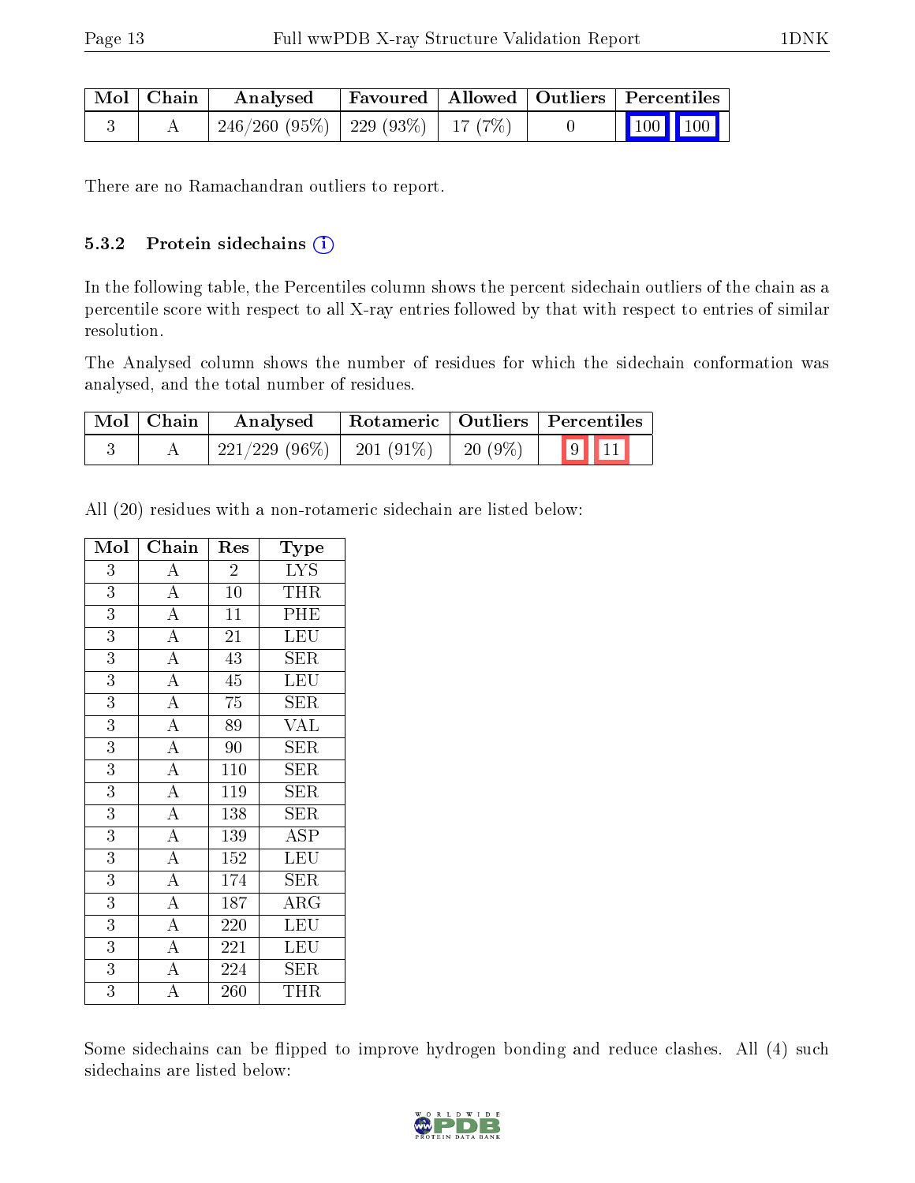| Mol | Chain | Analysed | Favoured | Allowed | Outliers | Percentiles | |
|---|---|---|---|---|---|---|---|
| 3 | A | 246/260 (95%) | 229 (93%) | 17 (7%) | 0 | 100 | 100 |

There are no Ramachandran outliers to report.

#### 5.3.2 Protein sidechains

In the following table, the Percentiles column shows the percent sidechain outliers of the chain as a percentile score with respect to all X-ray entries followed by that with respect to entries of similar resolution.

The Analysed column shows the number of residues for which the sidechain conformation was analysed, and the total number of residues.

| Mol | Chain | Analysed | Rotameric | Outliers | Percentiles | |
|---|---|---|---|---|---|---|
| 3 | A | 221/229 (96%) | 201 (91%) | 20 (9%) | 9 | 11 |

All (20) residues with a non-rotameric sidechain are listed below:

| Mol | Chain | Res | Type |
|---|---|---|---|
| 3 | A | 2 | LYS |
| 3 | A | 10 | THR |
| 3 | A | 11 | PHE |
| 3 | A | 21 | LEU |
| 3 | A | 43 | SER |
| 3 | A | 45 | LEU |
| 3 | A | 75 | SER |
| 3 | A | 89 | VAL |
| 3 | A | 90 | SER |
| 3 | A | 110 | SER |
| 3 | A | 119 | SER |
| 3 | A | 138 | SER |
| 3 | A | 139 | ASP |
| 3 | A | 152 | LEU |
| 3 | A | 174 | SER |
| 3 | A | 187 | ARG |
| 3 | A | 220 | LEU |
| 3 | A | 221 | LEU |
| 3 | A | 224 | SER |
| 3 | A | 260 | THR |

Some sidechains can be flipped to improve hydrogen bonding and reduce clashes. All (4) such sidechains are listed below: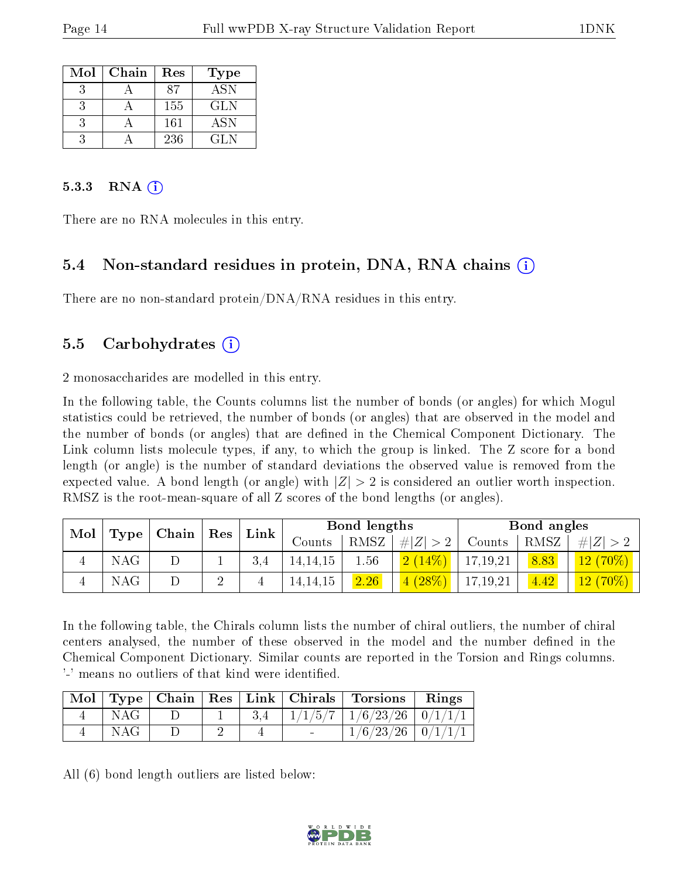| Mol | Chain | Res | Type |
|---|---|---|---|
| 3 | A | 87 | ASN |
| 3 | A | 155 | GLN |
| 3 | A | 161 | ASN |
| 3 | A | 236 | GLN |

#### 5.3.3 RNA (i)

There are no RNA molecules in this entry.

### 5.4 Non-standard residues in protein, DNA, RNA chains (i)

There are no non-standard protein/DNA/RNA residues in this entry.

### 5.5 Carbohydrates (i)

2 monosaccharides are modelled in this entry.

In the following table, the Counts columns list the number of bonds (or angles) for which Mogul statistics could be retrieved, the number of bonds (or angles) that are observed in the model and the number of bonds (or angles) that are defined in the Chemical Component Dictionary. The Link column lists molecule types, if any, to which the group is linked. The Z score for a bond length (or angle) is the number of standard deviations the observed value is removed from the expected value. A bond length (or angle) with $|Z| > 2$ is considered an outlier worth inspection. RMSZ is the root-mean-square of all Z scores of the bond lengths (or angles).

| Mol | Type | Chain | Res | Link | Bond lengths | | | Bond angles | | |
|---|---|---|---|---|---|---|---|---|---|---|
| | | | | | Counts | RMSZ | $\#\|Z\| > 2$ | Counts | RMSZ | $\#\|Z\| > 2$ |
| 4 | NAG | D | 1 | 3,4 | 14,14,15 | 1.56 | 2 (14%) | 17,19,21 | 8.83 | 12 (70%) |
| 4 | NAG | D | 2 | 4 | 14,14,15 | 2.26 | 4 (28%) | 17,19,21 | 4.42 | 12 (70%) |

In the following table, the Chirals column lists the number of chiral outliers, the number of chiral centers analysed, the number of these observed in the model and the number defined in the Chemical Component Dictionary. Similar counts are reported in the Torsion and Rings columns. '-' means no outliers of that kind were identified.

| Mol | Type | Chain | Res | Link | Chirals | Torsions | Rings |
|---|---|---|---|---|---|---|---|
| 4 | NAG | D | 1 | 3,4 | 1/1/5/7 | 1/6/23/26 | 0/1/1/1 |
| 4 | NAG | D | 2 | 4 | - | 1/6/23/26 | 0/1/1/1 |

All (6) bond length outliers are listed below: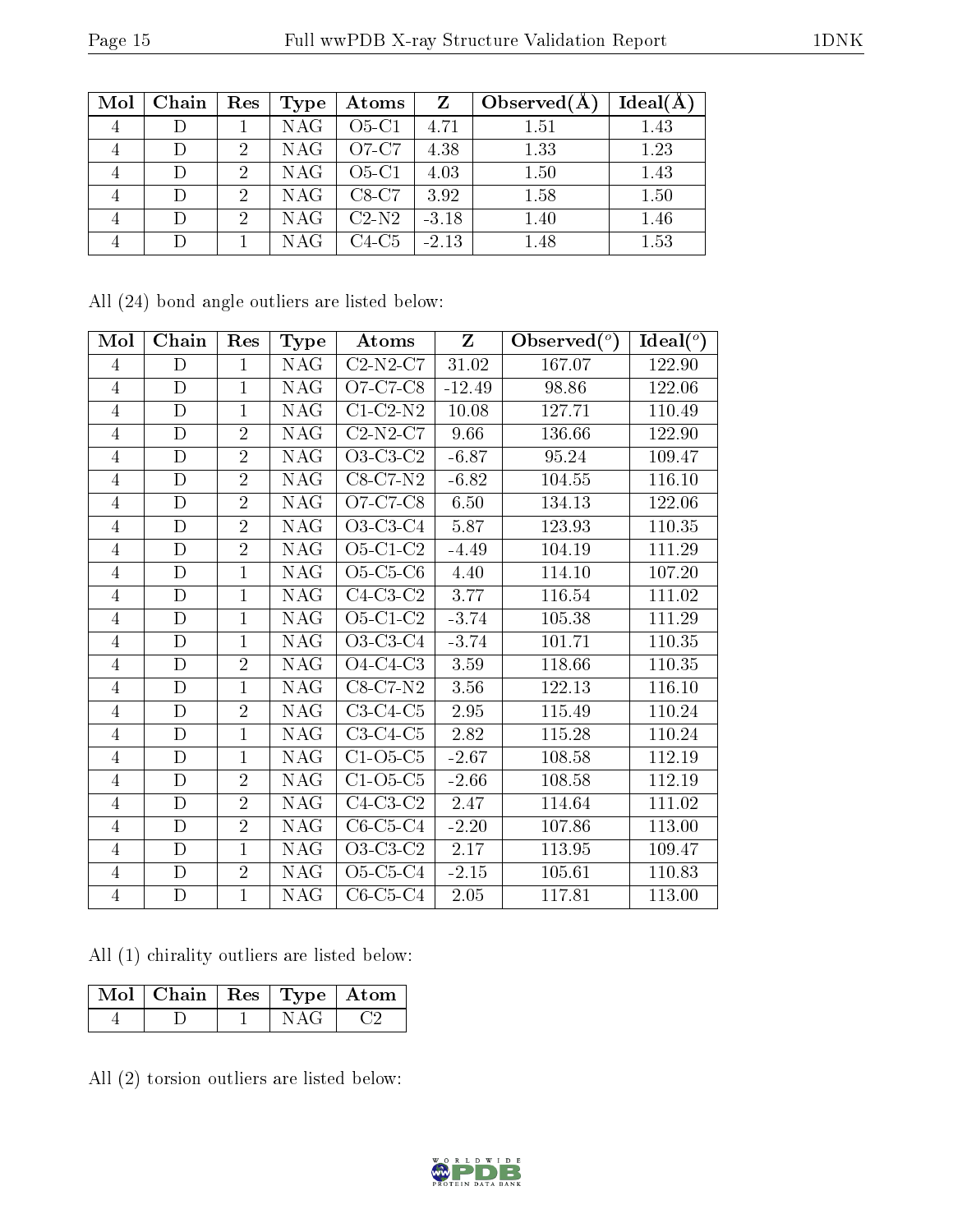| Mol | Chain | Res | Type | Atoms | Z | Observed(Å) | Ideal(Å) |
|---|---|---|---|---|---|---|---|
| 4 | D | 1 | NAG | O5-C1 | 4.71 | 1.51 | 1.43 |
| 4 | D | 2 | NAG | O7-C7 | 4.38 | 1.33 | 1.23 |
| 4 | D | 2 | NAG | O5-C1 | 4.03 | 1.50 | 1.43 |
| 4 | D | 2 | NAG | C8-C7 | 3.92 | 1.58 | 1.50 |
| 4 | D | 2 | NAG | C2-N2 | -3.18 | 1.40 | 1.46 |
| 4 | D | 1 | NAG | C4-C5 | -2.13 | 1.48 | 1.53 |

All (24) bond angle outliers are listed below:

| Mol | Chain | Res | Type | Atoms | Z | Observed($^o$) | Ideal($^o$) |
|---|---|---|---|---|---|---|---|
| 4 | D | 1 | NAG | C2-N2-C7 | 31.02 | 167.07 | 122.90 |
| 4 | D | 1 | NAG | O7-C7-C8 | -12.49 | 98.86 | 122.06 |
| 4 | D | 1 | NAG | C1-C2-N2 | 10.08 | 127.71 | 110.49 |
| 4 | D | 2 | NAG | C2-N2-C7 | 9.66 | 136.66 | 122.90 |
| 4 | D | 2 | NAG | O3-C3-C2 | -6.87 | 95.24 | 109.47 |
| 4 | D | 2 | NAG | C8-C7-N2 | -6.82 | 104.55 | 116.10 |
| 4 | D | 2 | NAG | O7-C7-C8 | 6.50 | 134.13 | 122.06 |
| 4 | D | 2 | NAG | O3-C3-C4 | 5.87 | 123.93 | 110.35 |
| 4 | D | 2 | NAG | O5-C1-C2 | -4.49 | 104.19 | 111.29 |
| 4 | D | 1 | NAG | O5-C5-C6 | 4.40 | 114.10 | 107.20 |
| 4 | D | 1 | NAG | C4-C3-C2 | 3.77 | 116.54 | 111.02 |
| 4 | D | 1 | NAG | O5-C1-C2 | -3.74 | 105.38 | 111.29 |
| 4 | D | 1 | NAG | O3-C3-C4 | -3.74 | 101.71 | 110.35 |
| 4 | D | 2 | NAG | O4-C4-C3 | 3.59 | 118.66 | 110.35 |
| 4 | D | 1 | NAG | C8-C7-N2 | 3.56 | 122.13 | 116.10 |
| 4 | D | 2 | NAG | C3-C4-C5 | 2.95 | 115.49 | 110.24 |
| 4 | D | 1 | NAG | C3-C4-C5 | 2.82 | 115.28 | 110.24 |
| 4 | D | 1 | NAG | C1-O5-C5 | -2.67 | 108.58 | 112.19 |
| 4 | D | 2 | NAG | C1-O5-C5 | -2.66 | 108.58 | 112.19 |
| 4 | D | 2 | NAG | C4-C3-C2 | 2.47 | 114.64 | 111.02 |
| 4 | D | 2 | NAG | C6-C5-C4 | -2.20 | 107.86 | 113.00 |
| 4 | D | 1 | NAG | O3-C3-C2 | 2.17 | 113.95 | 109.47 |
| 4 | D | 2 | NAG | O5-C5-C4 | -2.15 | 105.61 | 110.83 |
| 4 | D | 1 | NAG | C6-C5-C4 | 2.05 | 117.81 | 113.00 |

All (1) chirality outliers are listed below:

| Mol | Chain | Res | Type | Atom |
|---|---|---|---|---|
| 4 | D | 1 | NAG | C2 |

All (2) torsion outliers are listed below: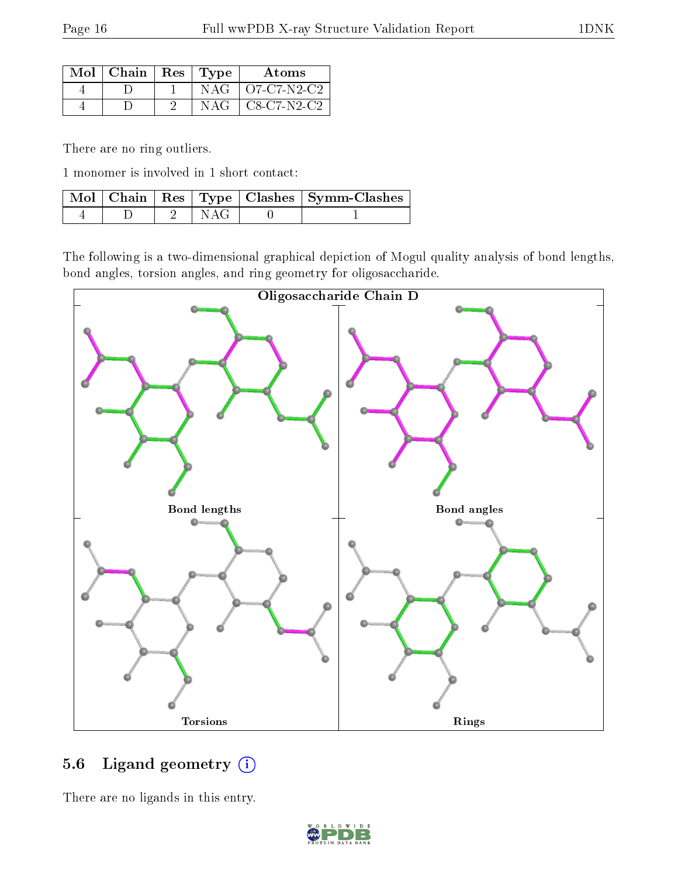| Mol | Chain | Res | Type | Atoms |
|---|---|---|---|---|
| 4 | D | 1 | NAG | O7-C7-N2-C2 |
| 4 | D | 2 | NAG | C8-C7-N2-C2 |

There are no ring outliers.

1 monomer is involved in 1 short contact:

| Mol | Chain | Res | Type | Clashes | Symm-Clashes |
|---|---|---|---|---|---|
| 4 | D | 2 | NAG | 0 | 1 |

The following is a two-dimensional graphical depiction of Mogul quality analysis of bond lengths, bond angles, torsion angles, and ring geometry for oligosaccharide.

Oligosaccharide Chain D

Bond lengths

Bond angles

Torsions

Rings

## 5.6 Ligand geometry

There are no ligands in this entry.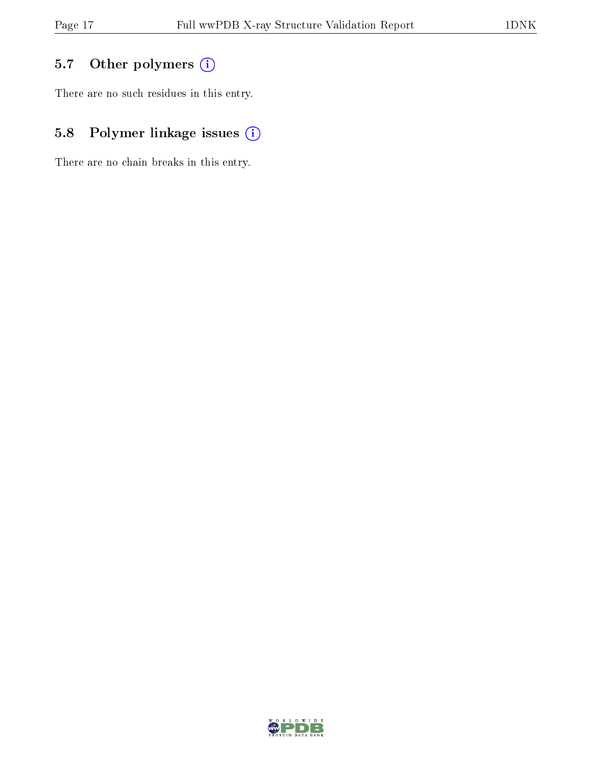## 5.7 Other polymers

There are no such residues in this entry.

## 5.8 Polymer linkage issues

There are no chain breaks in this entry.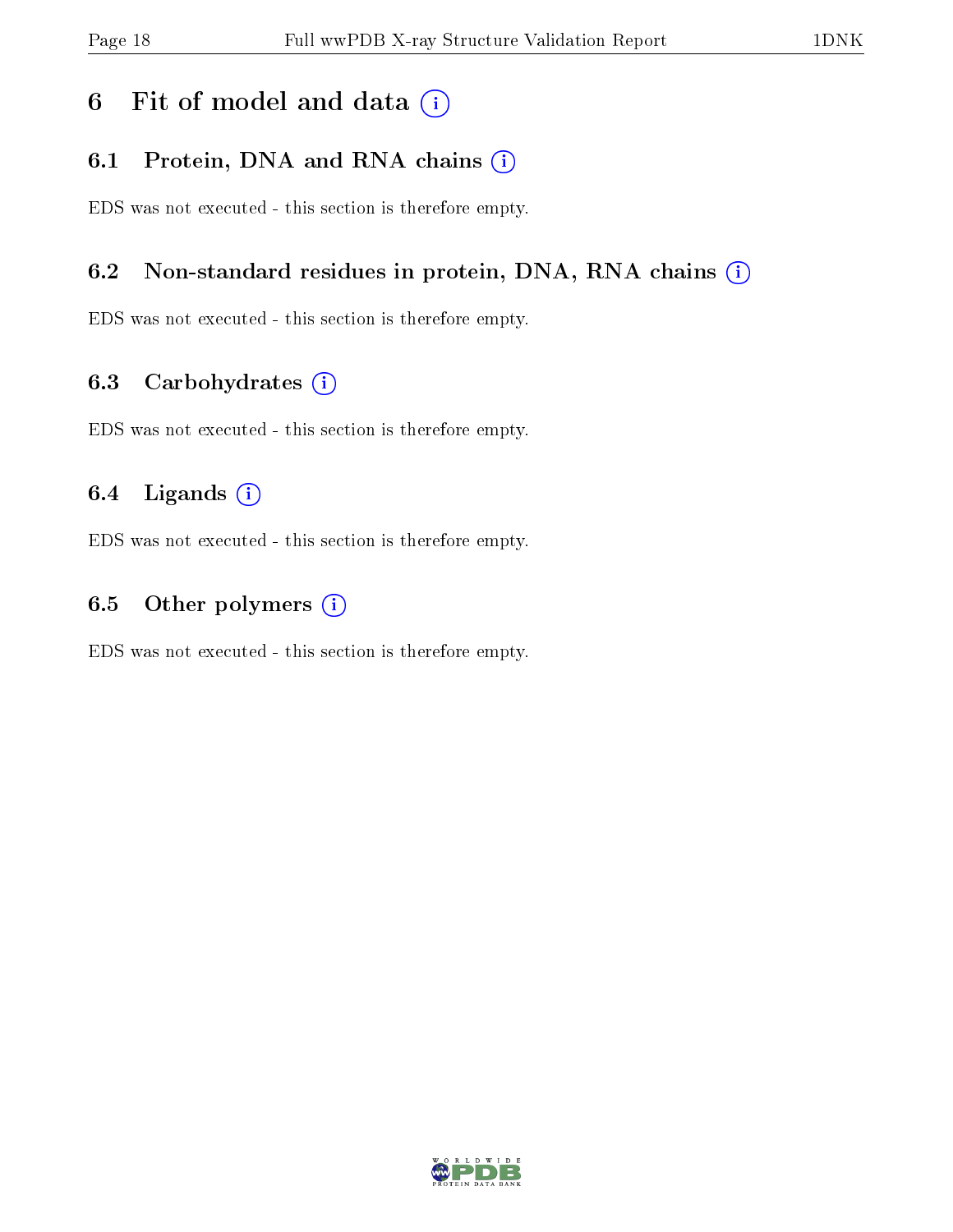# 6 Fit of model and data

## 6.1 Protein, DNA and RNA chains

EDS was not executed - this section is therefore empty.

## 6.2 Non-standard residues in protein, DNA, RNA chains

EDS was not executed - this section is therefore empty.

## 6.3 Carbohydrates

EDS was not executed - this section is therefore empty.

## 6.4 Ligands

EDS was not executed - this section is therefore empty.

## 6.5 Other polymers

EDS was not executed - this section is therefore empty.